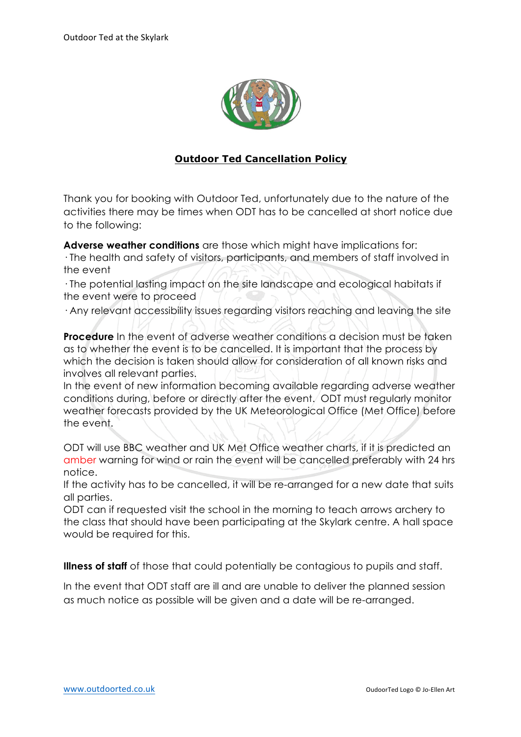# Outdoor Ted Cancellation Policy

Thank you for booking with Outdoor Ted, unfortunately due to the nature of the activities there may be times when ODT has to be cancelled at short notice due to the following:

**Adverse weather conditions** are those which might have implications for:

· The health and safety of visitors, participants, and members of staff involved in the event

· The potential lasting impact on the site landscape and ecological habitats if the event were to proceed

· Any relevant accessibility issues regarding visitors reaching and leaving the site

**Procedure** In the event of adverse weather conditions a decision must be taken as to whether the event is to be cancelled. It is important that the process by which the decision is taken should allow for consideration of all known risks and involves all relevant parties.
In the event of new information becoming available regarding adverse weather conditions during, before or directly after the event. ODT must regularly monitor weather forecasts provided by the UK Meteorological Office (Met Office) before the event.

ODT will use BBC weather and UK Met Office weather charts, if it is predicted an amber warning for wind or rain the event will be cancelled preferably with 24 hrs notice.
If the activity has to be cancelled, it will be re-arranged for a new date that suits all parties.
ODT can if requested visit the school in the morning to teach arrows archery to the class that should have been participating at the Skylark centre. A hall space would be required for this.

**Illness of staff** of those that could potentially be contagious to pupils and staff.

In the event that ODT staff are ill and are unable to deliver the planned session as much notice as possible will be given and a date will be re-arranged.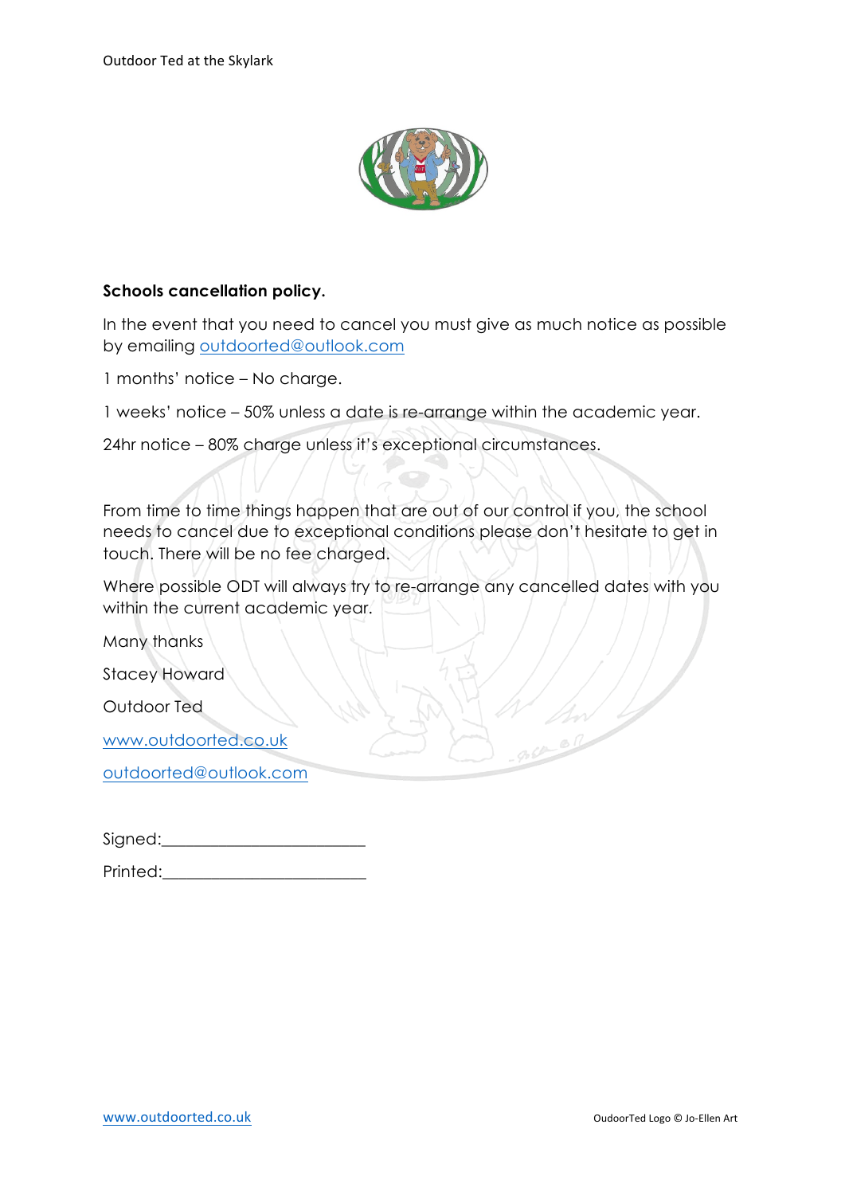**Schools cancellation policy.**

In the event that you need to cancel you must give as much notice as possible by emailing [outdoorted@outlook.com](mailto:outdoorted@outlook.com)

1 months' notice – No charge.

1 weeks' notice – 50% unless a date is re-arrange within the academic year.

24hr notice – 80% charge unless it's exceptional circumstances.

From time to time things happen that are out of our control if you, the school needs to cancel due to exceptional conditions please don't hesitate to get in touch. There will be no fee charged.

Where possible ODT will always try to re-arrange any cancelled dates with you within the current academic year.

Many thanks

Stacey Howard

Outdoor Ted

[www.outdoorted.co.uk](http://www.outdoorted.co.uk)

[outdoorted@outlook.com](mailto:outdoorted@outlook.com)

Signed:________________________

Printed:________________________

OudoorTed Logo © Jo-Ellen Art